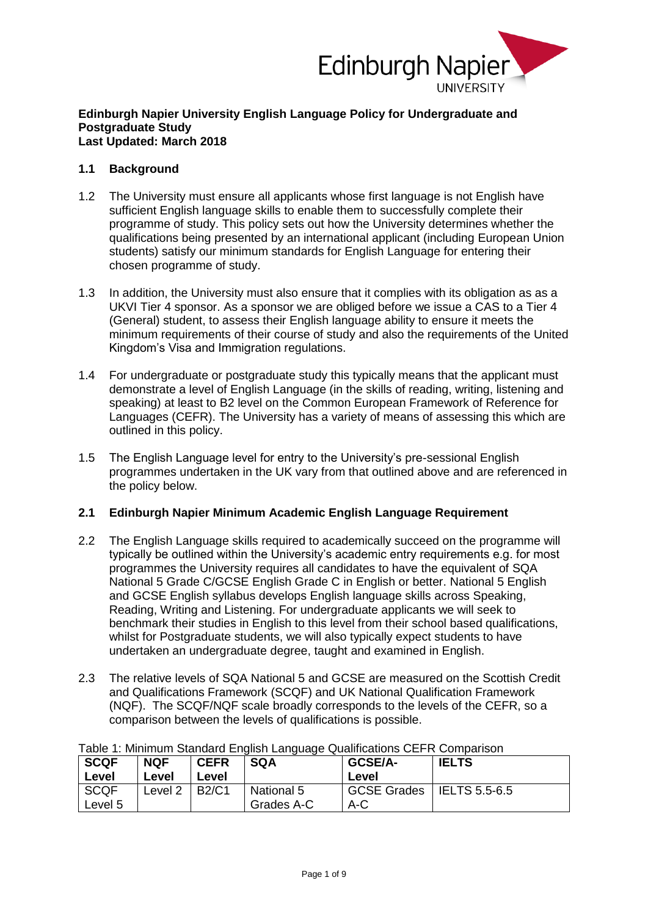**Edinburgh Napier University English Language Policy for Undergraduate and Postgraduate Study**
**Last Updated: March 2018**

## 1.1 Background

1.2 The University must ensure all applicants whose first language is not English have sufficient English language skills to enable them to successfully complete their programme of study. This policy sets out how the University determines whether the qualifications being presented by an international applicant (including European Union students) satisfy our minimum standards for English Language for entering their chosen programme of study.

1.3 In addition, the University must also ensure that it complies with its obligation as as a UKVI Tier 4 sponsor. As a sponsor we are obliged before we issue a CAS to a Tier 4 (General) student, to assess their English language ability to ensure it meets the minimum requirements of their course of study and also the requirements of the United Kingdom's Visa and Immigration regulations.

1.4 For undergraduate or postgraduate study this typically means that the applicant must demonstrate a level of English Language (in the skills of reading, writing, listening and speaking) at least to B2 level on the Common European Framework of Reference for Languages (CEFR). The University has a variety of means of assessing this which are outlined in this policy.

1.5 The English Language level for entry to the University's pre-sessional English programmes undertaken in the UK vary from that outlined above and are referenced in the policy below.

## 2.1 Edinburgh Napier Minimum Academic English Language Requirement

2.2 The English Language skills required to academically succeed on the programme will typically be outlined within the University's academic entry requirements e.g. for most programmes the University requires all candidates to have the equivalent of SQA National 5 Grade C/GCSE English Grade C in English or better. National 5 English and GCSE English syllabus develops English language skills across Speaking, Reading, Writing and Listening. For undergraduate applicants we will seek to benchmark their studies in English to this level from their school based qualifications, whilst for Postgraduate students, we will also typically expect students to have undertaken an undergraduate degree, taught and examined in English.

2.3 The relative levels of SQA National 5 and GCSE are measured on the Scottish Credit and Qualifications Framework (SCQF) and UK National Qualification Framework (NQF). The SCQF/NQF scale broadly corresponds to the levels of the CEFR, so a comparison between the levels of qualifications is possible.

Table 1: Minimum Standard English Language Qualifications CEFR Comparison

| SCQF Level | NQF Level | CEFR Level | SQA | GCSE/A-Level | IELTS |
|---|---|---|---|---|---|
| SCQF Level 5 | Level 2 | B2/C1 | National 5 Grades A-C | GCSE Grades A-C | IELTS 5.5-6.5 |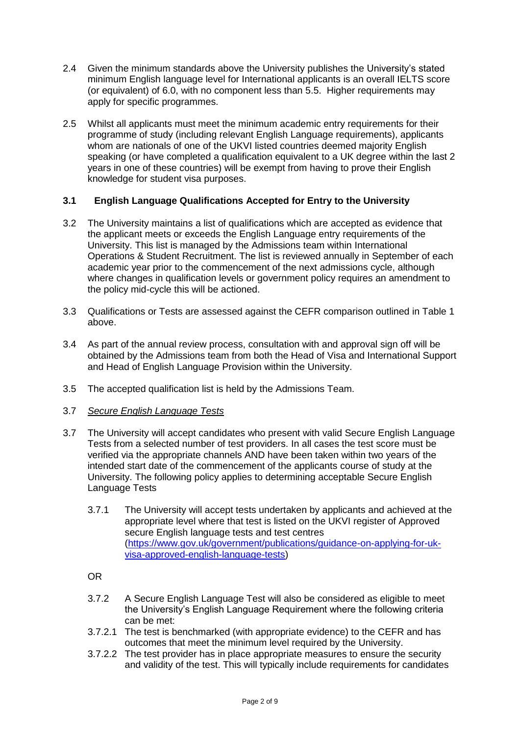2.4 Given the minimum standards above the University publishes the University's stated minimum English language level for International applicants is an overall IELTS score (or equivalent) of 6.0, with no component less than 5.5. Higher requirements may apply for specific programmes.

2.5 Whilst all applicants must meet the minimum academic entry requirements for their programme of study (including relevant English Language requirements), applicants whom are nationals of one of the UKVI listed countries deemed majority English speaking (or have completed a qualification equivalent to a UK degree within the last 2 years in one of these countries) will be exempt from having to prove their English knowledge for student visa purposes.

### 3.1 English Language Qualifications Accepted for Entry to the University

3.2 The University maintains a list of qualifications which are accepted as evidence that the applicant meets or exceeds the English Language entry requirements of the University. This list is managed by the Admissions team within International Operations & Student Recruitment. The list is reviewed annually in September of each academic year prior to the commencement of the next admissions cycle, although where changes in qualification levels or government policy requires an amendment to the policy mid-cycle this will be actioned.

3.3 Qualifications or Tests are assessed against the CEFR comparison outlined in Table 1 above.

3.4 As part of the annual review process, consultation with and approval sign off will be obtained by the Admissions team from both the Head of Visa and International Support and Head of English Language Provision within the University.

3.5 The accepted qualification list is held by the Admissions Team.

3.7 *Secure English Language Tests*

3.7 The University will accept candidates who present with valid Secure English Language Tests from a selected number of test providers. In all cases the test score must be verified via the appropriate channels AND have been taken within two years of the intended start date of the commencement of the applicants course of study at the University. The following policy applies to determining acceptable Secure English Language Tests

3.7.1 The University will accept tests undertaken by applicants and achieved at the appropriate level where that test is listed on the UKVI register of Approved secure English language tests and test centres ([https://www.gov.uk/government/publications/guidance-on-applying-for-uk-visa-approved-english-language-tests](https://www.gov.uk/government/publications/guidance-on-applying-for-uk-visa-approved-english-language-tests))

OR

3.7.2 A Secure English Language Test will also be considered as eligible to meet the University's English Language Requirement where the following criteria can be met:

3.7.2.1 The test is benchmarked (with appropriate evidence) to the CEFR and has outcomes that meet the minimum level required by the University.

3.7.2.2 The test provider has in place appropriate measures to ensure the security and validity of the test. This will typically include requirements for candidates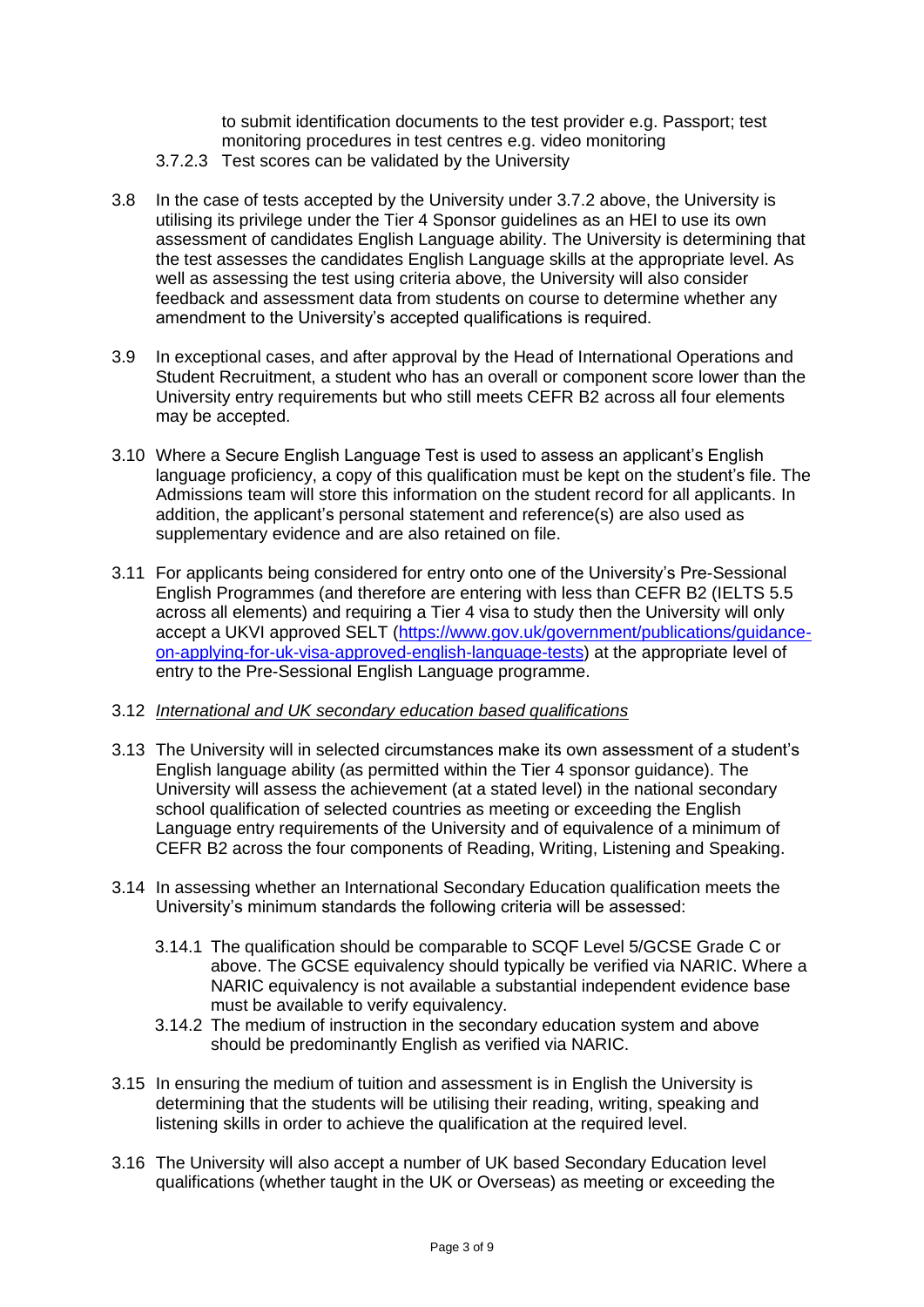to submit identification documents to the test provider e.g. Passport; test monitoring procedures in test centres e.g. video monitoring

3.7.2.3 Test scores can be validated by the University

3.8 In the case of tests accepted by the University under 3.7.2 above, the University is utilising its privilege under the Tier 4 Sponsor guidelines as an HEI to use its own assessment of candidates English Language ability. The University is determining that the test assesses the candidates English Language skills at the appropriate level. As well as assessing the test using criteria above, the University will also consider feedback and assessment data from students on course to determine whether any amendment to the University's accepted qualifications is required.

3.9 In exceptional cases, and after approval by the Head of International Operations and Student Recruitment, a student who has an overall or component score lower than the University entry requirements but who still meets CEFR B2 across all four elements may be accepted.

3.10 Where a Secure English Language Test is used to assess an applicant's English language proficiency, a copy of this qualification must be kept on the student's file. The Admissions team will store this information on the student record for all applicants. In addition, the applicant's personal statement and reference(s) are also used as supplementary evidence and are also retained on file.

3.11 For applicants being considered for entry onto one of the University's Pre-Sessional English Programmes (and therefore are entering with less than CEFR B2 (IELTS 5.5 across all elements) and requiring a Tier 4 visa to study then the University will only accept a UKVI approved SELT (https://www.gov.uk/government/publications/guidance-on-applying-for-uk-visa-approved-english-language-tests) at the appropriate level of entry to the Pre-Sessional English Language programme.

3.12 *International and UK secondary education based qualifications*

3.13 The University will in selected circumstances make its own assessment of a student's English language ability (as permitted within the Tier 4 sponsor guidance). The University will assess the achievement (at a stated level) in the national secondary school qualification of selected countries as meeting or exceeding the English Language entry requirements of the University and of equivalence of a minimum of CEFR B2 across the four components of Reading, Writing, Listening and Speaking.

3.14 In assessing whether an International Secondary Education qualification meets the University's minimum standards the following criteria will be assessed:

3.14.1 The qualification should be comparable to SCQF Level 5/GCSE Grade C or above. The GCSE equivalency should typically be verified via NARIC. Where a NARIC equivalency is not available a substantial independent evidence base must be available to verify equivalency.

3.14.2 The medium of instruction in the secondary education system and above should be predominantly English as verified via NARIC.

3.15 In ensuring the medium of tuition and assessment is in English the University is determining that the students will be utilising their reading, writing, speaking and listening skills in order to achieve the qualification at the required level.

3.16 The University will also accept a number of UK based Secondary Education level qualifications (whether taught in the UK or Overseas) as meeting or exceeding the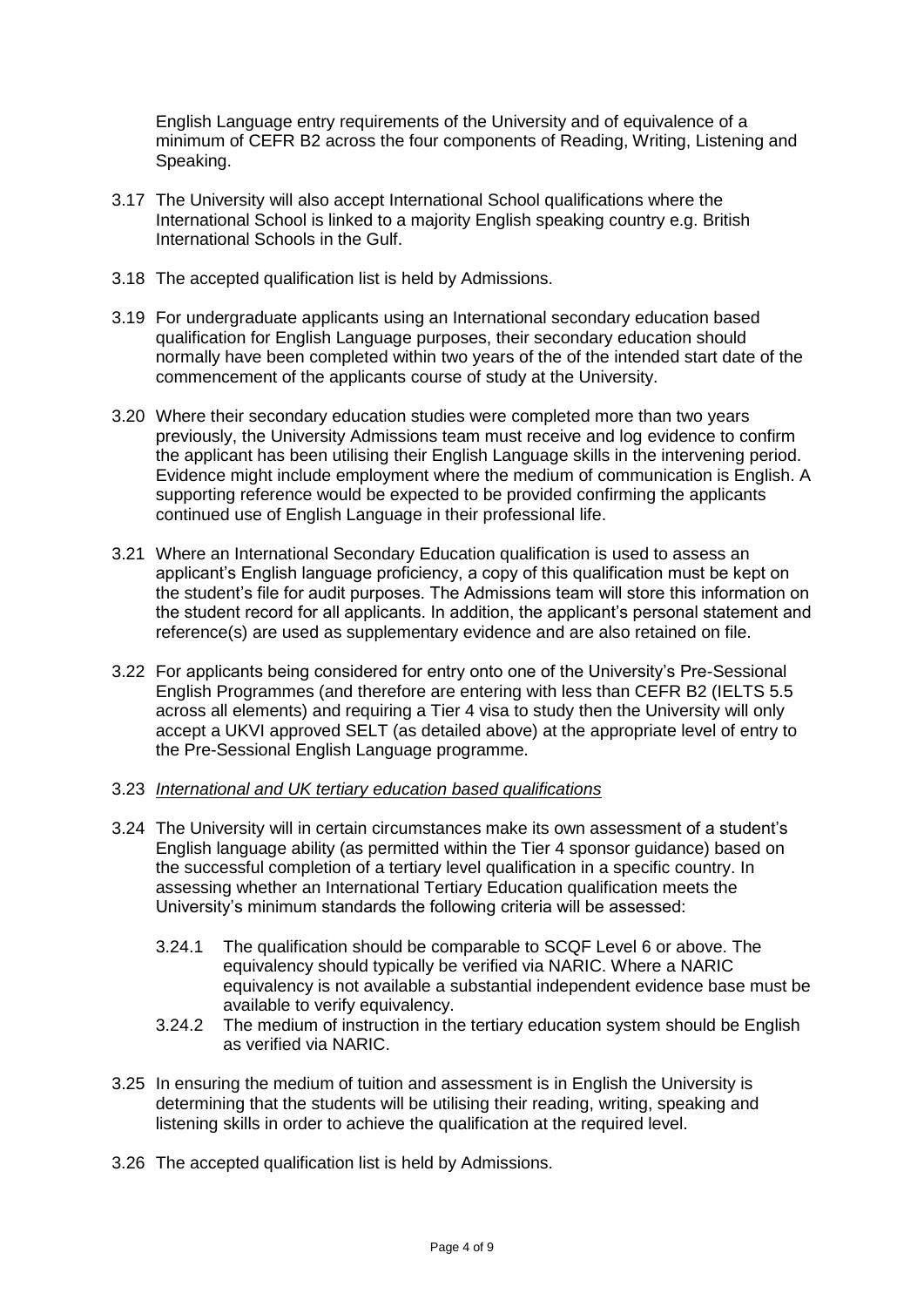English Language entry requirements of the University and of equivalence of a minimum of CEFR B2 across the four components of Reading, Writing, Listening and Speaking.

3.17 The University will also accept International School qualifications where the International School is linked to a majority English speaking country e.g. British International Schools in the Gulf.

3.18 The accepted qualification list is held by Admissions.

3.19 For undergraduate applicants using an International secondary education based qualification for English Language purposes, their secondary education should normally have been completed within two years of the of the intended start date of the commencement of the applicants course of study at the University.

3.20 Where their secondary education studies were completed more than two years previously, the University Admissions team must receive and log evidence to confirm the applicant has been utilising their English Language skills in the intervening period. Evidence might include employment where the medium of communication is English. A supporting reference would be expected to be provided confirming the applicants continued use of English Language in their professional life.

3.21 Where an International Secondary Education qualification is used to assess an applicant's English language proficiency, a copy of this qualification must be kept on the student's file for audit purposes. The Admissions team will store this information on the student record for all applicants. In addition, the applicant's personal statement and reference(s) are used as supplementary evidence and are also retained on file.

3.22 For applicants being considered for entry onto one of the University's Pre-Sessional English Programmes (and therefore are entering with less than CEFR B2 (IELTS 5.5 across all elements) and requiring a Tier 4 visa to study then the University will only accept a UKVI approved SELT (as detailed above) at the appropriate level of entry to the Pre-Sessional English Language programme.

3.23 <u>*International and UK tertiary education based qualifications*</u>

3.24 The University will in certain circumstances make its own assessment of a student's English language ability (as permitted within the Tier 4 sponsor guidance) based on the successful completion of a tertiary level qualification in a specific country. In assessing whether an International Tertiary Education qualification meets the University's minimum standards the following criteria will be assessed:

   3.24.1 The qualification should be comparable to SCQF Level 6 or above. The equivalency should typically be verified via NARIC. Where a NARIC equivalency is not available a substantial independent evidence base must be available to verify equivalency.

   3.24.2 The medium of instruction in the tertiary education system should be English as verified via NARIC.

3.25 In ensuring the medium of tuition and assessment is in English the University is determining that the students will be utilising their reading, writing, speaking and listening skills in order to achieve the qualification at the required level.

3.26 The accepted qualification list is held by Admissions.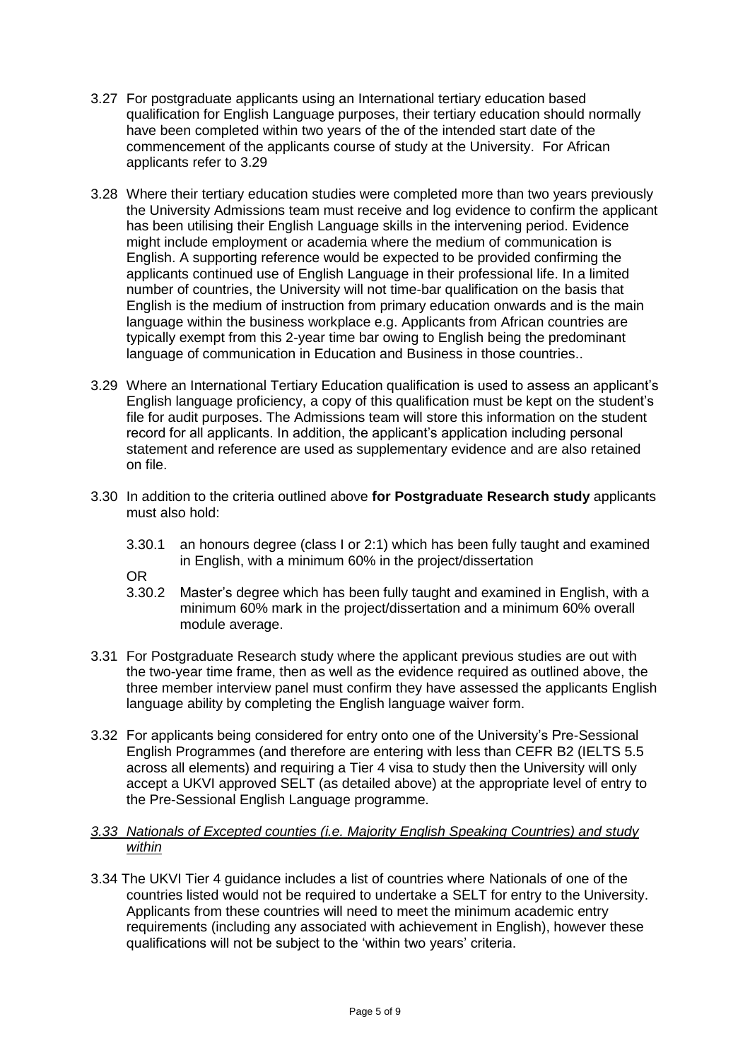3.27 For postgraduate applicants using an International tertiary education based qualification for English Language purposes, their tertiary education should normally have been completed within two years of the of the intended start date of the commencement of the applicants course of study at the University. For African applicants refer to 3.29

3.28 Where their tertiary education studies were completed more than two years previously the University Admissions team must receive and log evidence to confirm the applicant has been utilising their English Language skills in the intervening period. Evidence might include employment or academia where the medium of communication is English. A supporting reference would be expected to be provided confirming the applicants continued use of English Language in their professional life. In a limited number of countries, the University will not time-bar qualification on the basis that English is the medium of instruction from primary education onwards and is the main language within the business workplace e.g. Applicants from African countries are typically exempt from this 2-year time bar owing to English being the predominant language of communication in Education and Business in those countries..

3.29 Where an International Tertiary Education qualification is used to assess an applicant's English language proficiency, a copy of this qualification must be kept on the student's file for audit purposes. The Admissions team will store this information on the student record for all applicants. In addition, the applicant's application including personal statement and reference are used as supplementary evidence and are also retained on file.

3.30 In addition to the criteria outlined above **for Postgraduate Research study** applicants must also hold:

3.30.1 an honours degree (class I or 2:1) which has been fully taught and examined in English, with a minimum 60% in the project/dissertation

OR

3.30.2 Master's degree which has been fully taught and examined in English, with a minimum 60% mark in the project/dissertation and a minimum 60% overall module average.

3.31 For Postgraduate Research study where the applicant previous studies are out with the two-year time frame, then as well as the evidence required as outlined above, the three member interview panel must confirm they have assessed the applicants English language ability by completing the English language waiver form.

3.32 For applicants being considered for entry onto one of the University's Pre-Sessional English Programmes (and therefore are entering with less than CEFR B2 (IELTS 5.5 across all elements) and requiring a Tier 4 visa to study then the University will only accept a UKVI approved SELT (as detailed above) at the appropriate level of entry to the Pre-Sessional English Language programme.

*3.33 Nationals of Excepted counties (i.e. Majority English Speaking Countries) and study within*

3.34 The UKVI Tier 4 guidance includes a list of countries where Nationals of one of the countries listed would not be required to undertake a SELT for entry to the University. Applicants from these countries will need to meet the minimum academic entry requirements (including any associated with achievement in English), however these qualifications will not be subject to the 'within two years' criteria.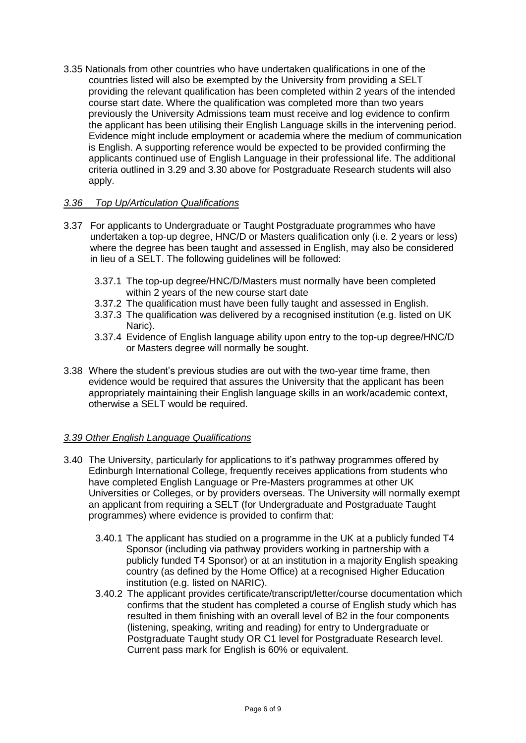3.35 Nationals from other countries who have undertaken qualifications in one of the countries listed will also be exempted by the University from providing a SELT providing the relevant qualification has been completed within 2 years of the intended course start date. Where the qualification was completed more than two years previously the University Admissions team must receive and log evidence to confirm the applicant has been utilising their English Language skills in the intervening period. Evidence might include employment or academia where the medium of communication is English. A supporting reference would be expected to be provided confirming the applicants continued use of English Language in their professional life. The additional criteria outlined in 3.29 and 3.30 above for Postgraduate Research students will also apply.

*3.36 Top Up/Articulation Qualifications*

3.37 For applicants to Undergraduate or Taught Postgraduate programmes who have undertaken a top-up degree, HNC/D or Masters qualification only (i.e. 2 years or less) where the degree has been taught and assessed in English, may also be considered in lieu of a SELT. The following guidelines will be followed:

- 3.37.1 The top-up degree/HNC/D/Masters must normally have been completed within 2 years of the new course start date
- 3.37.2 The qualification must have been fully taught and assessed in English.
- 3.37.3 The qualification was delivered by a recognised institution (e.g. listed on UK Naric).
- 3.37.4 Evidence of English language ability upon entry to the top-up degree/HNC/D or Masters degree will normally be sought.

3.38 Where the student's previous studies are out with the two-year time frame, then evidence would be required that assures the University that the applicant has been appropriately maintaining their English language skills in an work/academic context, otherwise a SELT would be required.

*3.39 Other English Language Qualifications*

3.40 The University, particularly for applications to it's pathway programmes offered by Edinburgh International College, frequently receives applications from students who have completed English Language or Pre-Masters programmes at other UK Universities or Colleges, or by providers overseas. The University will normally exempt an applicant from requiring a SELT (for Undergraduate and Postgraduate Taught programmes) where evidence is provided to confirm that:

- 3.40.1 The applicant has studied on a programme in the UK at a publicly funded T4 Sponsor (including via pathway providers working in partnership with a publicly funded T4 Sponsor) or at an institution in a majority English speaking country (as defined by the Home Office) at a recognised Higher Education institution (e.g. listed on NARIC).
- 3.40.2 The applicant provides certificate/transcript/letter/course documentation which confirms that the student has completed a course of English study which has resulted in them finishing with an overall level of B2 in the four components (listening, speaking, writing and reading) for entry to Undergraduate or Postgraduate Taught study OR C1 level for Postgraduate Research level. Current pass mark for English is 60% or equivalent.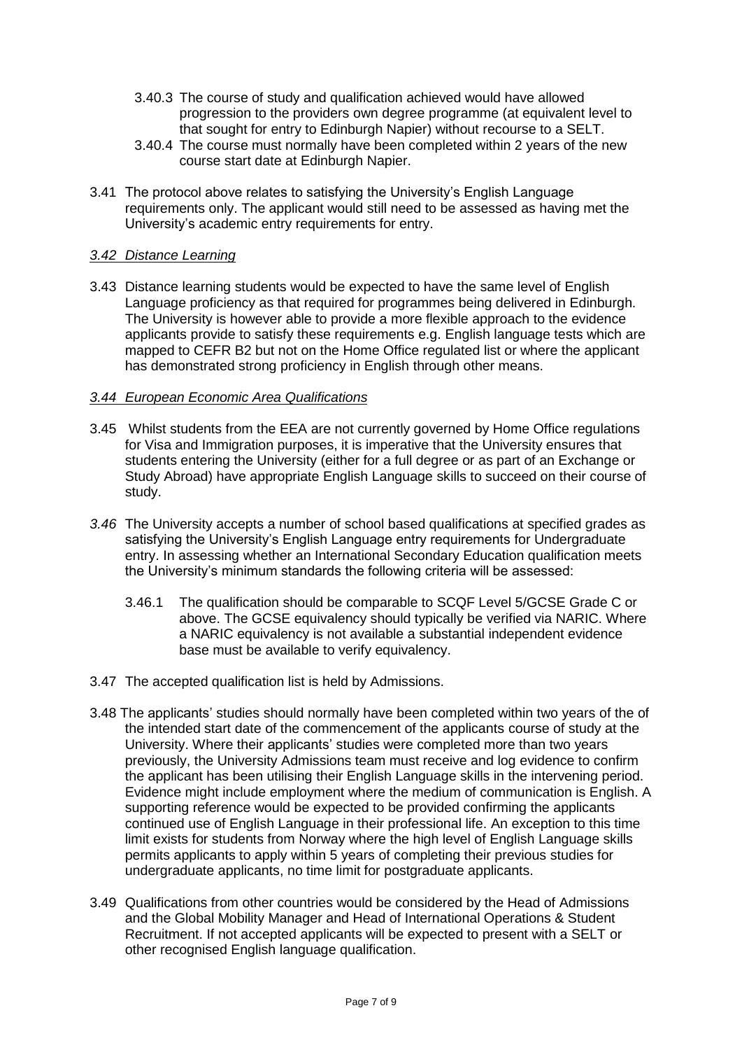3.40.3 The course of study and qualification achieved would have allowed progression to the providers own degree programme (at equivalent level to that sought for entry to Edinburgh Napier) without recourse to a SELT.

3.40.4 The course must normally have been completed within 2 years of the new course start date at Edinburgh Napier.

3.41 The protocol above relates to satisfying the University's English Language requirements only. The applicant would still need to be assessed as having met the University's academic entry requirements for entry.

*3.42 Distance Learning*

3.43 Distance learning students would be expected to have the same level of English Language proficiency as that required for programmes being delivered in Edinburgh. The University is however able to provide a more flexible approach to the evidence applicants provide to satisfy these requirements e.g. English language tests which are mapped to CEFR B2 but not on the Home Office regulated list or where the applicant has demonstrated strong proficiency in English through other means.

*3.44 European Economic Area Qualifications*

3.45 Whilst students from the EEA are not currently governed by Home Office regulations for Visa and Immigration purposes, it is imperative that the University ensures that students entering the University (either for a full degree or as part of an Exchange or Study Abroad) have appropriate English Language skills to succeed on their course of study.

*3.46* The University accepts a number of school based qualifications at specified grades as satisfying the University's English Language entry requirements for Undergraduate entry. In assessing whether an International Secondary Education qualification meets the University's minimum standards the following criteria will be assessed:

3.46.1 The qualification should be comparable to SCQF Level 5/GCSE Grade C or above. The GCSE equivalency should typically be verified via NARIC. Where a NARIC equivalency is not available a substantial independent evidence base must be available to verify equivalency.

3.47 The accepted qualification list is held by Admissions.

3.48 The applicants' studies should normally have been completed within two years of the of the intended start date of the commencement of the applicants course of study at the University. Where their applicants' studies were completed more than two years previously, the University Admissions team must receive and log evidence to confirm the applicant has been utilising their English Language skills in the intervening period. Evidence might include employment where the medium of communication is English. A supporting reference would be expected to be provided confirming the applicants continued use of English Language in their professional life. An exception to this time limit exists for students from Norway where the high level of English Language skills permits applicants to apply within 5 years of completing their previous studies for undergraduate applicants, no time limit for postgraduate applicants.

3.49 Qualifications from other countries would be considered by the Head of Admissions and the Global Mobility Manager and Head of International Operations & Student Recruitment. If not accepted applicants will be expected to present with a SELT or other recognised English language qualification.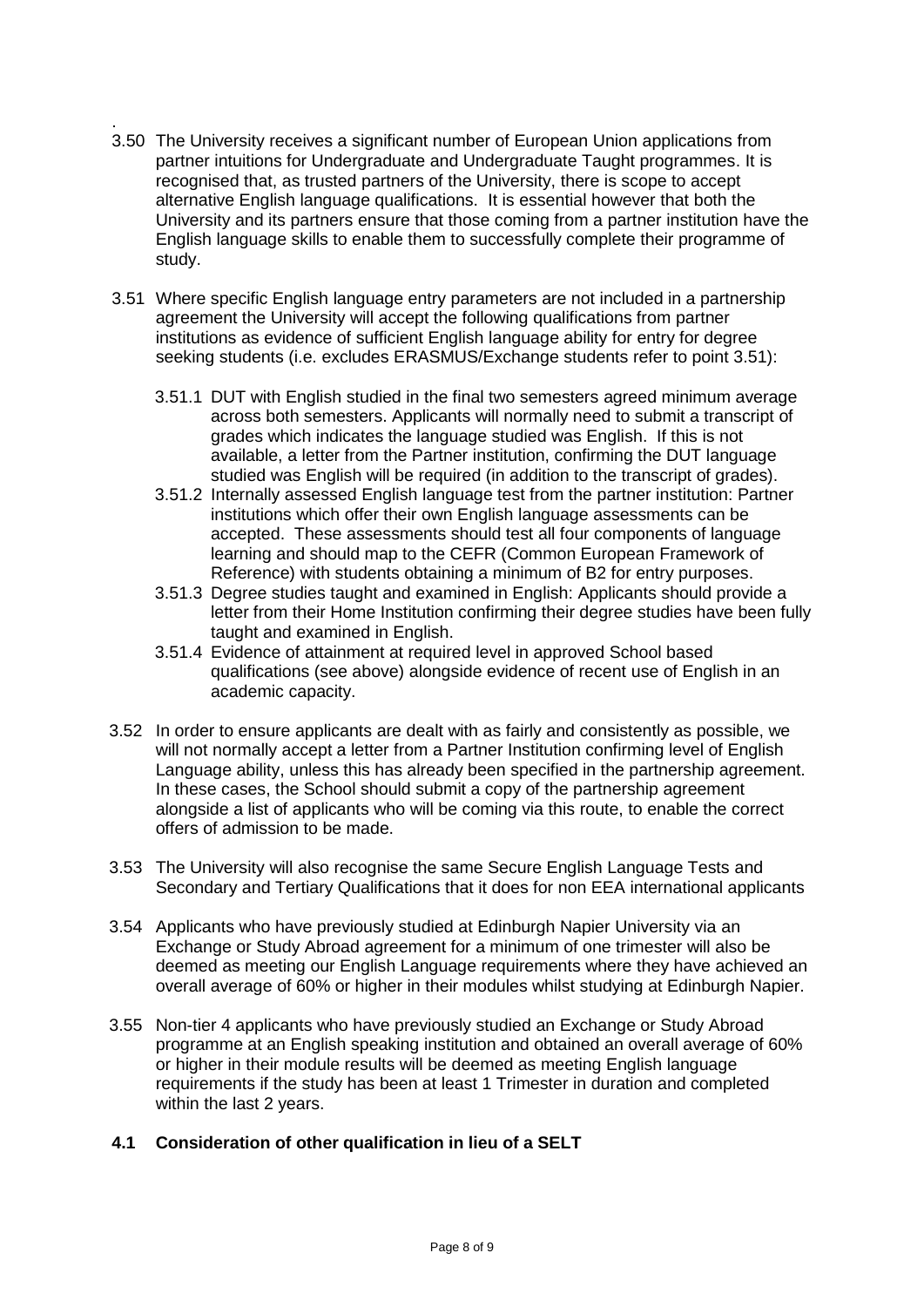.

3.50 The University receives a significant number of European Union applications from partner intuitions for Undergraduate and Undergraduate Taught programmes. It is recognised that, as trusted partners of the University, there is scope to accept alternative English language qualifications. It is essential however that both the University and its partners ensure that those coming from a partner institution have the English language skills to enable them to successfully complete their programme of study.

3.51 Where specific English language entry parameters are not included in a partnership agreement the University will accept the following qualifications from partner institutions as evidence of sufficient English language ability for entry for degree seeking students (i.e. excludes ERASMUS/Exchange students refer to point 3.51):

3.51.1 DUT with English studied in the final two semesters agreed minimum average across both semesters. Applicants will normally need to submit a transcript of grades which indicates the language studied was English. If this is not available, a letter from the Partner institution, confirming the DUT language studied was English will be required (in addition to the transcript of grades).

3.51.2 Internally assessed English language test from the partner institution: Partner institutions which offer their own English language assessments can be accepted. These assessments should test all four components of language learning and should map to the CEFR (Common European Framework of Reference) with students obtaining a minimum of B2 for entry purposes.

3.51.3 Degree studies taught and examined in English: Applicants should provide a letter from their Home Institution confirming their degree studies have been fully taught and examined in English.

3.51.4 Evidence of attainment at required level in approved School based qualifications (see above) alongside evidence of recent use of English in an academic capacity.

3.52 In order to ensure applicants are dealt with as fairly and consistently as possible, we will not normally accept a letter from a Partner Institution confirming level of English Language ability, unless this has already been specified in the partnership agreement. In these cases, the School should submit a copy of the partnership agreement alongside a list of applicants who will be coming via this route, to enable the correct offers of admission to be made.

3.53 The University will also recognise the same Secure English Language Tests and Secondary and Tertiary Qualifications that it does for non EEA international applicants

3.54 Applicants who have previously studied at Edinburgh Napier University via an Exchange or Study Abroad agreement for a minimum of one trimester will also be deemed as meeting our English Language requirements where they have achieved an overall average of 60% or higher in their modules whilst studying at Edinburgh Napier.

3.55 Non-tier 4 applicants who have previously studied an Exchange or Study Abroad programme at an English speaking institution and obtained an overall average of 60% or higher in their module results will be deemed as meeting English language requirements if the study has been at least 1 Trimester in duration and completed within the last 2 years.

## 4.1 Consideration of other qualification in lieu of a SELT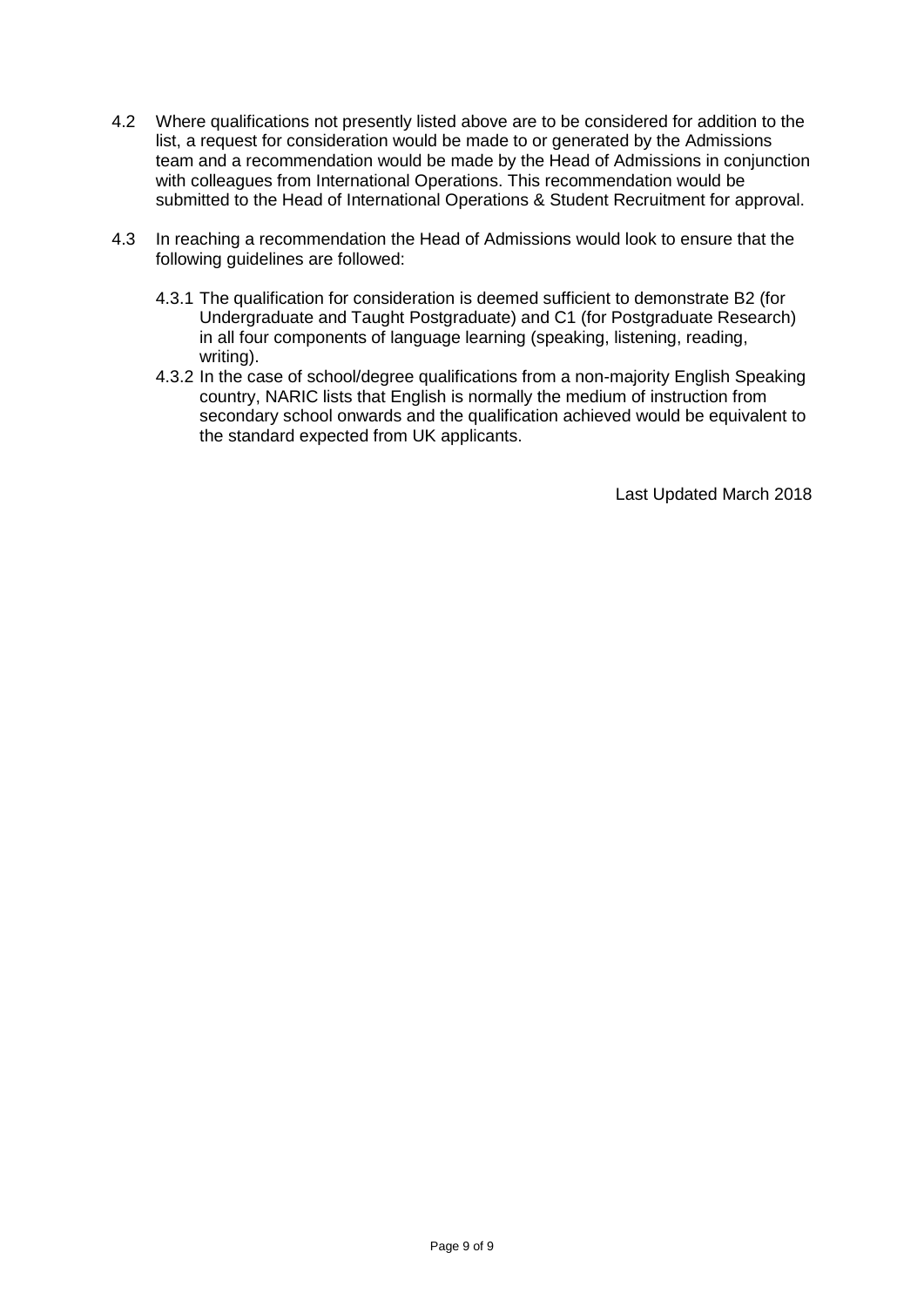4.2 Where qualifications not presently listed above are to be considered for addition to the list, a request for consideration would be made to or generated by the Admissions team and a recommendation would be made by the Head of Admissions in conjunction with colleagues from International Operations. This recommendation would be submitted to the Head of International Operations & Student Recruitment for approval.

4.3 In reaching a recommendation the Head of Admissions would look to ensure that the following guidelines are followed:

4.3.1 The qualification for consideration is deemed sufficient to demonstrate B2 (for Undergraduate and Taught Postgraduate) and C1 (for Postgraduate Research) in all four components of language learning (speaking, listening, reading, writing).

4.3.2 In the case of school/degree qualifications from a non-majority English Speaking country, NARIC lists that English is normally the medium of instruction from secondary school onwards and the qualification achieved would be equivalent to the standard expected from UK applicants.

Last Updated March 2018